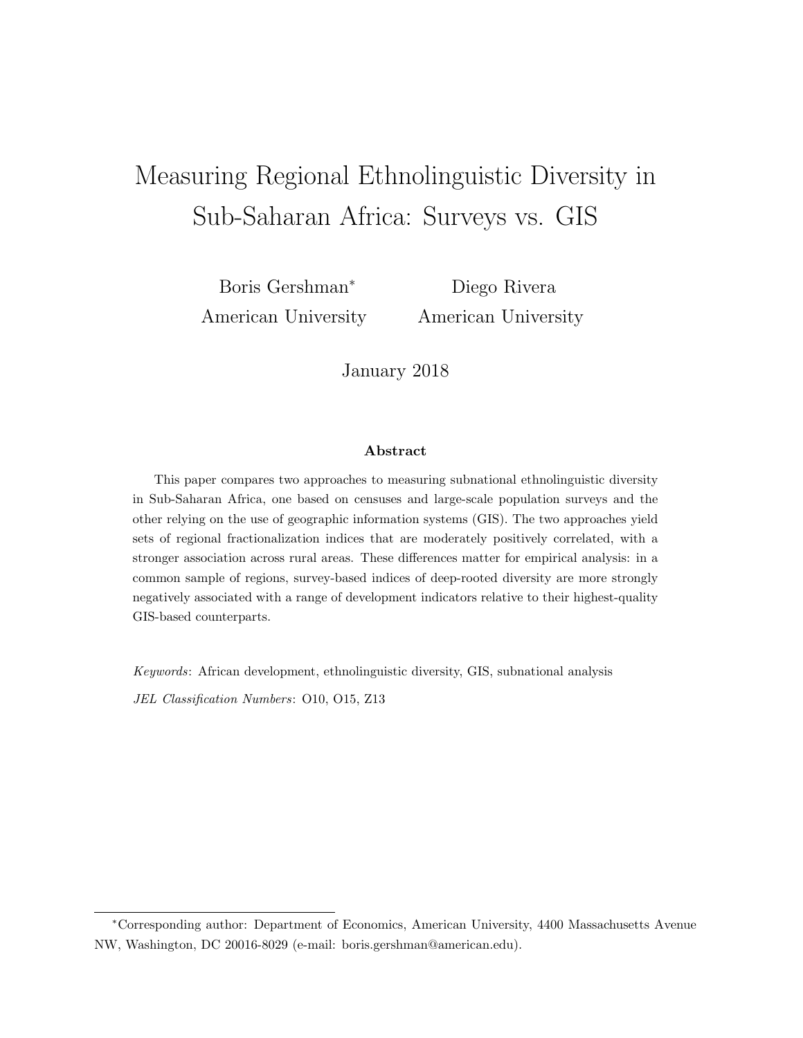# Measuring Regional Ethnolinguistic Diversity in Sub-Saharan Africa: Surveys vs. GIS

Boris Gershman*
American University

Diego Rivera
American University

January 2018

### Abstract

This paper compares two approaches to measuring subnational ethnolinguistic diversity in Sub-Saharan Africa, one based on censuses and large-scale population surveys and the other relying on the use of geographic information systems (GIS). The two approaches yield sets of regional fractionalization indices that are moderately positively correlated, with a stronger association across rural areas. These differences matter for empirical analysis: in a common sample of regions, survey-based indices of deep-rooted diversity are more strongly negatively associated with a range of development indicators relative to their highest-quality GIS-based counterparts.

*Keywords*: African development, ethnolinguistic diversity, GIS, subnational analysis

*JEL Classification Numbers*: O10, O15, Z13

---

*Corresponding author: Department of Economics, American University, 4400 Massachusetts Avenue NW, Washington, DC 20016-8029 (e-mail: boris.gershman@american.edu).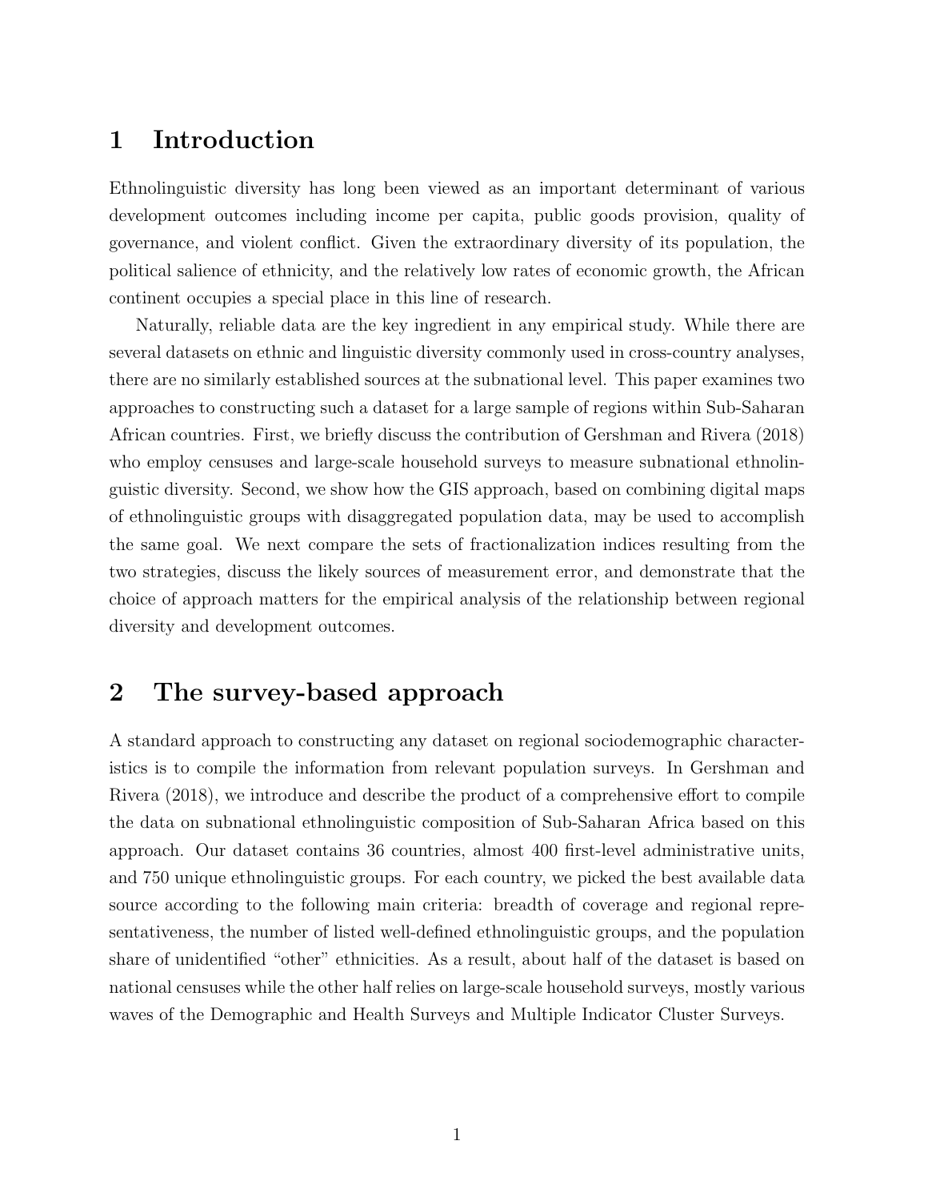# 1 Introduction

Ethnolinguistic diversity has long been viewed as an important determinant of various development outcomes including income per capita, public goods provision, quality of governance, and violent conflict. Given the extraordinary diversity of its population, the political salience of ethnicity, and the relatively low rates of economic growth, the African continent occupies a special place in this line of research.

Naturally, reliable data are the key ingredient in any empirical study. While there are several datasets on ethnic and linguistic diversity commonly used in cross-country analyses, there are no similarly established sources at the subnational level. This paper examines two approaches to constructing such a dataset for a large sample of regions within Sub-Saharan African countries. First, we briefly discuss the contribution of Gershman and Rivera (2018) who employ censuses and large-scale household surveys to measure subnational ethnolinguistic diversity. Second, we show how the GIS approach, based on combining digital maps of ethnolinguistic groups with disaggregated population data, may be used to accomplish the same goal. We next compare the sets of fractionalization indices resulting from the two strategies, discuss the likely sources of measurement error, and demonstrate that the choice of approach matters for the empirical analysis of the relationship between regional diversity and development outcomes.

# 2 The survey-based approach

A standard approach to constructing any dataset on regional sociodemographic characteristics is to compile the information from relevant population surveys. In Gershman and Rivera (2018), we introduce and describe the product of a comprehensive effort to compile the data on subnational ethnolinguistic composition of Sub-Saharan Africa based on this approach. Our dataset contains 36 countries, almost 400 first-level administrative units, and 750 unique ethnolinguistic groups. For each country, we picked the best available data source according to the following main criteria: breadth of coverage and regional representativeness, the number of listed well-defined ethnolinguistic groups, and the population share of unidentified "other" ethnicities. As a result, about half of the dataset is based on national censuses while the other half relies on large-scale household surveys, mostly various waves of the Demographic and Health Surveys and Multiple Indicator Cluster Surveys.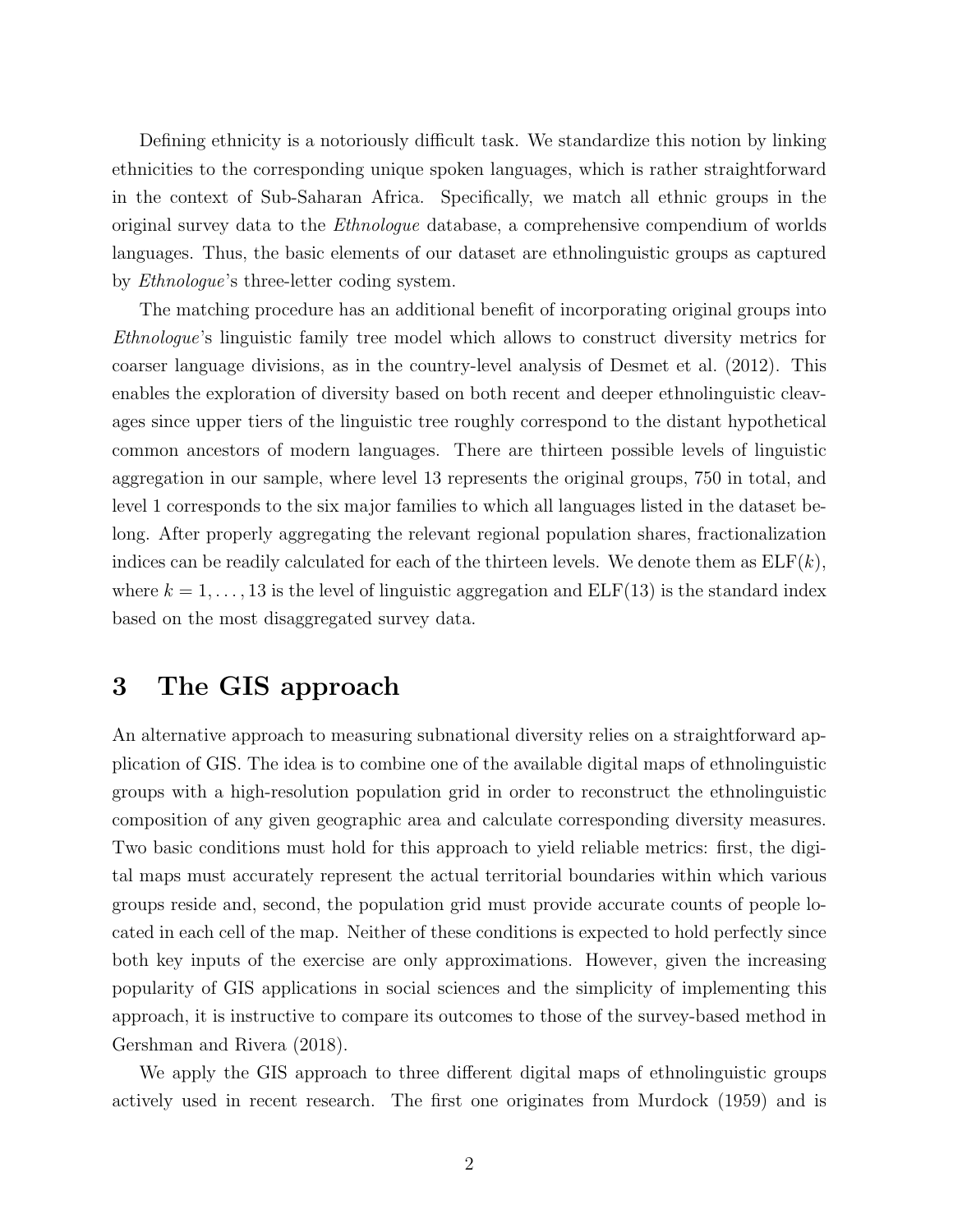Defining ethnicity is a notoriously difficult task. We standardize this notion by linking ethnicities to the corresponding unique spoken languages, which is rather straightforward in the context of Sub-Saharan Africa. Specifically, we match all ethnic groups in the original survey data to the *Ethnologue* database, a comprehensive compendium of worlds languages. Thus, the basic elements of our dataset are ethnolinguistic groups as captured by *Ethnologue*'s three-letter coding system.

The matching procedure has an additional benefit of incorporating original groups into *Ethnologue*'s linguistic family tree model which allows to construct diversity metrics for coarser language divisions, as in the country-level analysis of Desmet et al. (2012). This enables the exploration of diversity based on both recent and deeper ethnolinguistic cleavages since upper tiers of the linguistic tree roughly correspond to the distant hypothetical common ancestors of modern languages. There are thirteen possible levels of linguistic aggregation in our sample, where level 13 represents the original groups, 750 in total, and level 1 corresponds to the six major families to which all languages listed in the dataset belong. After properly aggregating the relevant regional population shares, fractionalization indices can be readily calculated for each of the thirteen levels. We denote them as $\mathrm{ELF}(k)$, where $k = 1, \ldots, 13$ is the level of linguistic aggregation and $\mathrm{ELF}(13)$ is the standard index based on the most disaggregated survey data.

# 3 The GIS approach

An alternative approach to measuring subnational diversity relies on a straightforward application of GIS. The idea is to combine one of the available digital maps of ethnolinguistic groups with a high-resolution population grid in order to reconstruct the ethnolinguistic composition of any given geographic area and calculate corresponding diversity measures. Two basic conditions must hold for this approach to yield reliable metrics: first, the digital maps must accurately represent the actual territorial boundaries within which various groups reside and, second, the population grid must provide accurate counts of people located in each cell of the map. Neither of these conditions is expected to hold perfectly since both key inputs of the exercise are only approximations. However, given the increasing popularity of GIS applications in social sciences and the simplicity of implementing this approach, it is instructive to compare its outcomes to those of the survey-based method in Gershman and Rivera (2018).

We apply the GIS approach to three different digital maps of ethnolinguistic groups actively used in recent research. The first one originates from Murdock (1959) and is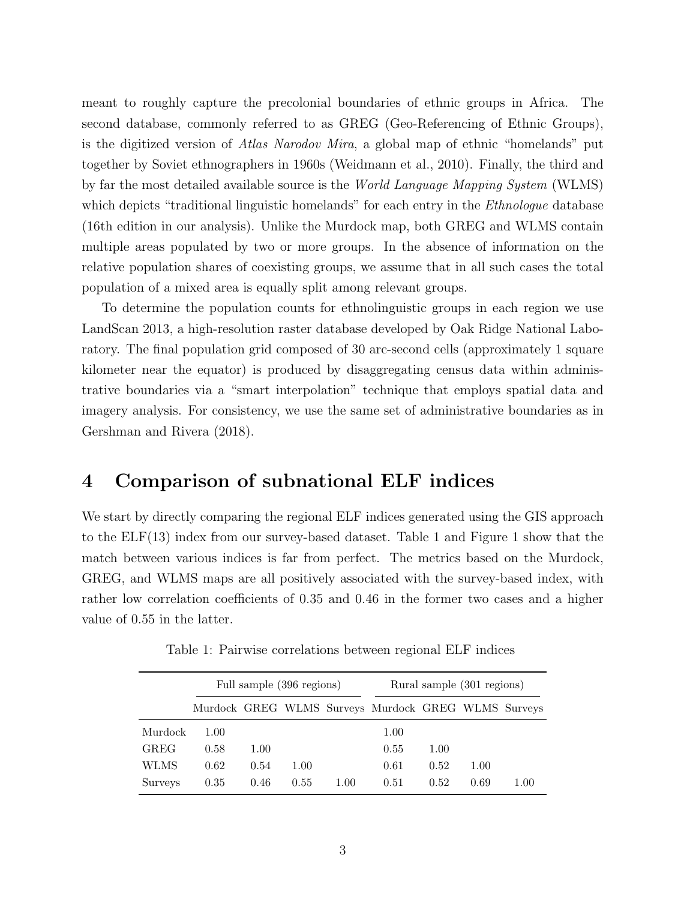meant to roughly capture the precolonial boundaries of ethnic groups in Africa. The second database, commonly referred to as GREG (Geo-Referencing of Ethnic Groups), is the digitized version of *Atlas Narodov Mira*, a global map of ethnic "homelands" put together by Soviet ethnographers in 1960s (Weidmann et al., 2010). Finally, the third and by far the most detailed available source is the *World Language Mapping System* (WLMS) which depicts "traditional linguistic homelands" for each entry in the *Ethnologue* database (16th edition in our analysis). Unlike the Murdock map, both GREG and WLMS contain multiple areas populated by two or more groups. In the absence of information on the relative population shares of coexisting groups, we assume that in all such cases the total population of a mixed area is equally split among relevant groups.

To determine the population counts for ethnolinguistic groups in each region we use LandScan 2013, a high-resolution raster database developed by Oak Ridge National Laboratory. The final population grid composed of 30 arc-second cells (approximately 1 square kilometer near the equator) is produced by disaggregating census data within administrative boundaries via a "smart interpolation" technique that employs spatial data and imagery analysis. For consistency, we use the same set of administrative boundaries as in Gershman and Rivera (2018).

# 4 Comparison of subnational ELF indices

We start by directly comparing the regional ELF indices generated using the GIS approach to the ELF(13) index from our survey-based dataset. Table 1 and Figure 1 show that the match between various indices is far from perfect. The metrics based on the Murdock, GREG, and WLMS maps are all positively associated with the survey-based index, with rather low correlation coefficients of 0.35 and 0.46 in the former two cases and a higher value of 0.55 in the latter.

Table 1: Pairwise correlations between regional ELF indices

| | Full sample (396 regions) | | | | Rural sample (301 regions) | | | |
|---|---|---|---|---|---|---|---|---|
| | Murdock | GREG | WLMS | Surveys | Murdock | GREG | WLMS | Surveys |
| Murdock | 1.00 | | | | 1.00 | | | |
| GREG | 0.58 | 1.00 | | | 0.55 | 1.00 | | |
| WLMS | 0.62 | 0.54 | 1.00 | | 0.61 | 0.52 | 1.00 | |
| Surveys | 0.35 | 0.46 | 0.55 | 1.00 | 0.51 | 0.52 | 0.69 | 1.00 |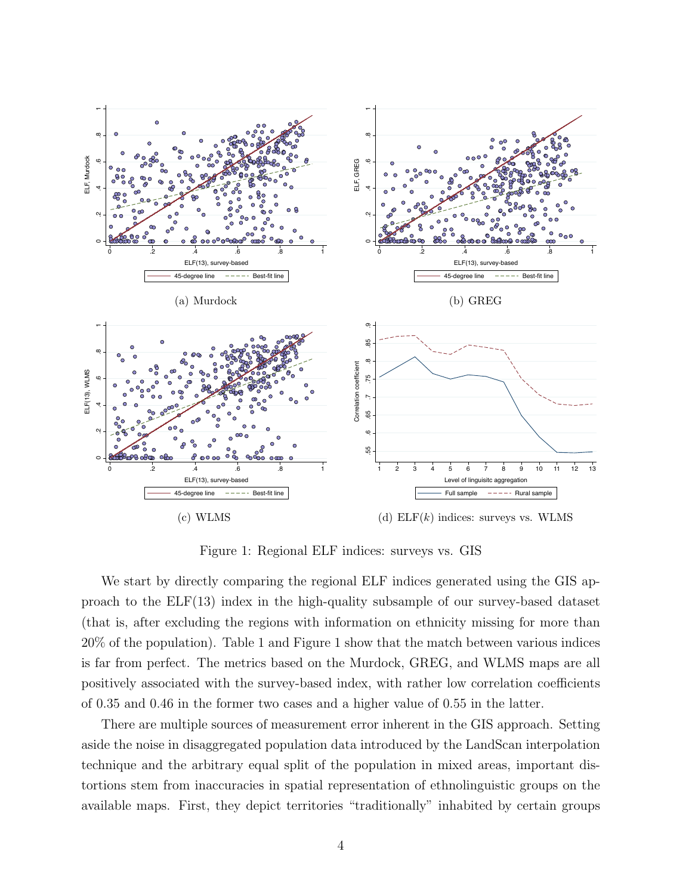(a) Murdock

(b) GREG

(c) WLMS

(d) ELF($k$) indices: surveys vs. WLMS

Figure 1: Regional ELF indices: surveys vs. GIS

We start by directly comparing the regional ELF indices generated using the GIS approach to the ELF(13) index in the high-quality subsample of our survey-based dataset (that is, after excluding the regions with information on ethnicity missing for more than 20% of the population). Table 1 and Figure 1 show that the match between various indices is far from perfect. The metrics based on the Murdock, GREG, and WLMS maps are all positively associated with the survey-based index, with rather low correlation coefficients of 0.35 and 0.46 in the former two cases and a higher value of 0.55 in the latter.

There are multiple sources of measurement error inherent in the GIS approach. Setting aside the noise in disaggregated population data introduced by the LandScan interpolation technique and the arbitrary equal split of the population in mixed areas, important distortions stem from inaccuracies in spatial representation of ethnolinguistic groups on the available maps. First, they depict territories "traditionally" inhabited by certain groups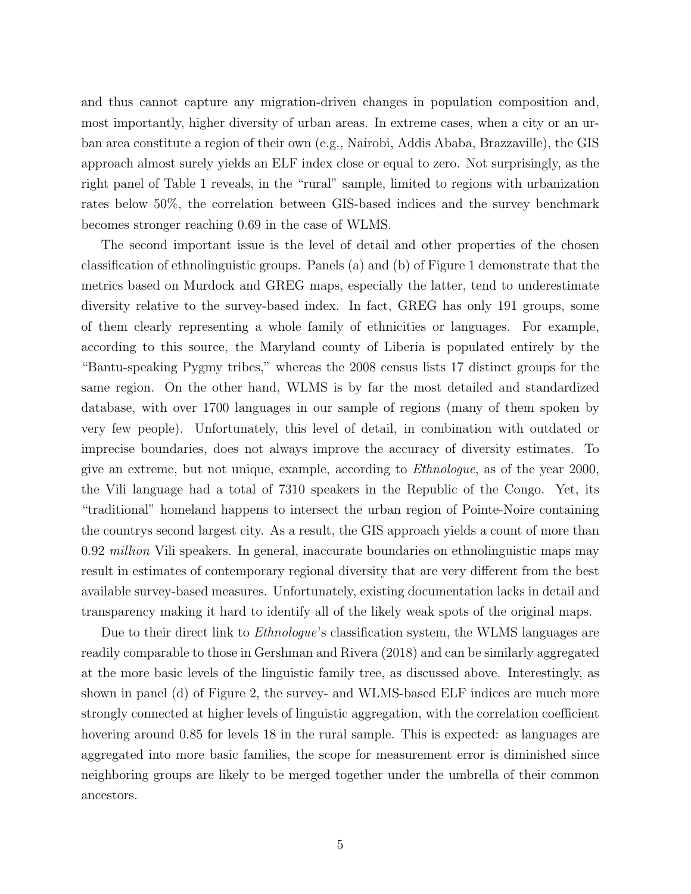and thus cannot capture any migration-driven changes in population composition and, most importantly, higher diversity of urban areas. In extreme cases, when a city or an urban area constitute a region of their own (e.g., Nairobi, Addis Ababa, Brazzaville), the GIS approach almost surely yields an ELF index close or equal to zero. Not surprisingly, as the right panel of Table 1 reveals, in the "rural" sample, limited to regions with urbanization rates below 50%, the correlation between GIS-based indices and the survey benchmark becomes stronger reaching 0.69 in the case of WLMS.

The second important issue is the level of detail and other properties of the chosen classification of ethnolinguistic groups. Panels (a) and (b) of Figure 1 demonstrate that the metrics based on Murdock and GREG maps, especially the latter, tend to underestimate diversity relative to the survey-based index. In fact, GREG has only 191 groups, some of them clearly representing a whole family of ethnicities or languages. For example, according to this source, the Maryland county of Liberia is populated entirely by the "Bantu-speaking Pygmy tribes," whereas the 2008 census lists 17 distinct groups for the same region. On the other hand, WLMS is by far the most detailed and standardized database, with over 1700 languages in our sample of regions (many of them spoken by very few people). Unfortunately, this level of detail, in combination with outdated or imprecise boundaries, does not always improve the accuracy of diversity estimates. To give an extreme, but not unique, example, according to *Ethnologue*, as of the year 2000, the Vili language had a total of 7310 speakers in the Republic of the Congo. Yet, its "traditional" homeland happens to intersect the urban region of Pointe-Noire containing the countrys second largest city. As a result, the GIS approach yields a count of more than 0.92 *million* Vili speakers. In general, inaccurate boundaries on ethnolinguistic maps may result in estimates of contemporary regional diversity that are very different from the best available survey-based measures. Unfortunately, existing documentation lacks in detail and transparency making it hard to identify all of the likely weak spots of the original maps.

Due to their direct link to *Ethnologue*'s classification system, the WLMS languages are readily comparable to those in Gershman and Rivera (2018) and can be similarly aggregated at the more basic levels of the linguistic family tree, as discussed above. Interestingly, as shown in panel (d) of Figure 2, the survey- and WLMS-based ELF indices are much more strongly connected at higher levels of linguistic aggregation, with the correlation coefficient hovering around 0.85 for levels 18 in the rural sample. This is expected: as languages are aggregated into more basic families, the scope for measurement error is diminished since neighboring groups are likely to be merged together under the umbrella of their common ancestors.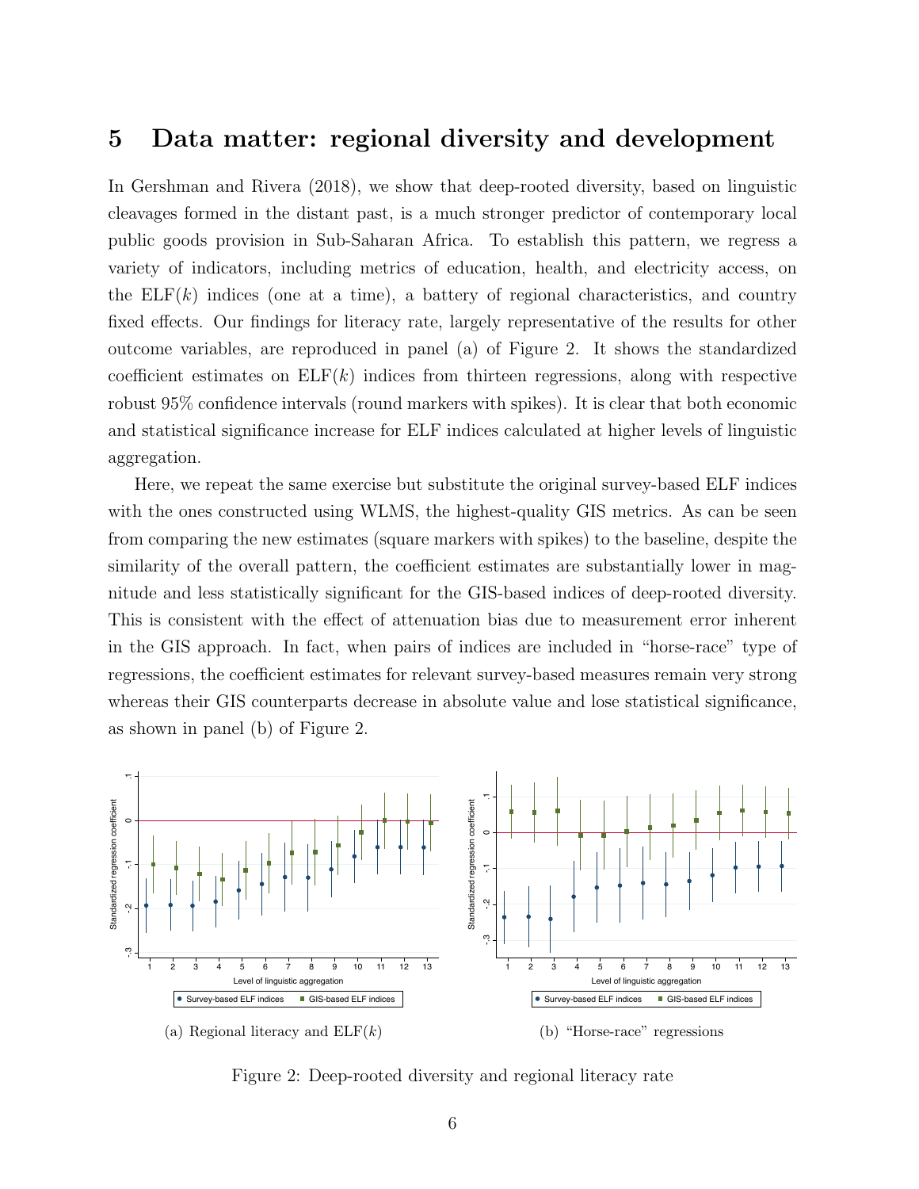# 5 Data matter: regional diversity and development

In Gershman and Rivera (2018), we show that deep-rooted diversity, based on linguistic cleavages formed in the distant past, is a much stronger predictor of contemporary local public goods provision in Sub-Saharan Africa. To establish this pattern, we regress a variety of indicators, including metrics of education, health, and electricity access, on the ELF($k$) indices (one at a time), a battery of regional characteristics, and country fixed effects. Our findings for literacy rate, largely representative of the results for other outcome variables, are reproduced in panel (a) of Figure 2. It shows the standardized coefficient estimates on ELF($k$) indices from thirteen regressions, along with respective robust 95% confidence intervals (round markers with spikes). It is clear that both economic and statistical significance increase for ELF indices calculated at higher levels of linguistic aggregation.

Here, we repeat the same exercise but substitute the original survey-based ELF indices with the ones constructed using WLMS, the highest-quality GIS metrics. As can be seen from comparing the new estimates (square markers with spikes) to the baseline, despite the similarity of the overall pattern, the coefficient estimates are substantially lower in magnitude and less statistically significant for the GIS-based indices of deep-rooted diversity. This is consistent with the effect of attenuation bias due to measurement error inherent in the GIS approach. In fact, when pairs of indices are included in "horse-race" type of regressions, the coefficient estimates for relevant survey-based measures remain very strong whereas their GIS counterparts decrease in absolute value and lose statistical significance, as shown in panel (b) of Figure 2.

(a) Regional literacy and ELF($k$)

(b) "Horse-race" regressions

Figure 2: Deep-rooted diversity and regional literacy rate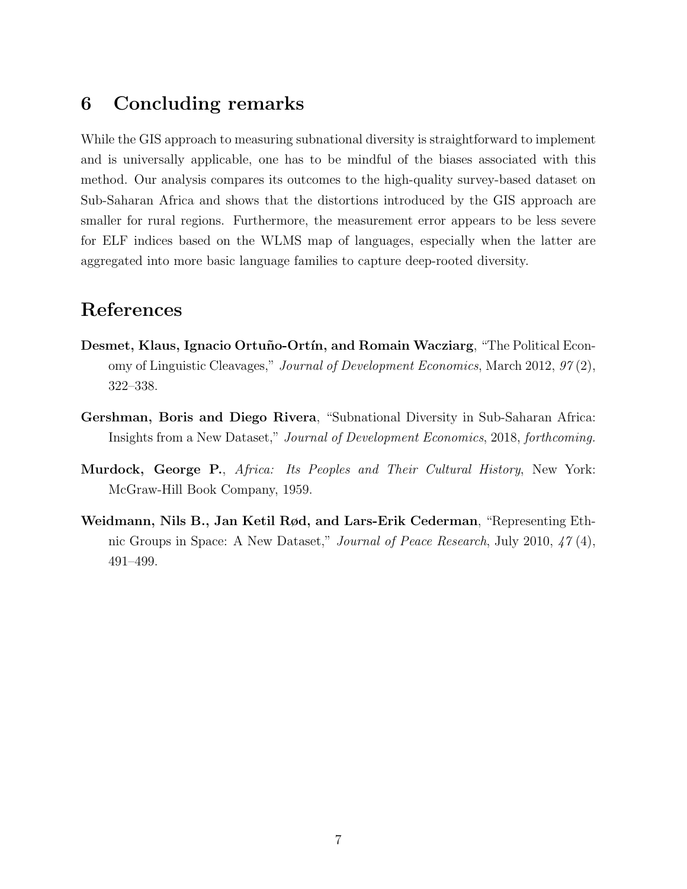## 6 Concluding remarks

While the GIS approach to measuring subnational diversity is straightforward to implement and is universally applicable, one has to be mindful of the biases associated with this method. Our analysis compares its outcomes to the high-quality survey-based dataset on Sub-Saharan Africa and shows that the distortions introduced by the GIS approach are smaller for rural regions. Furthermore, the measurement error appears to be less severe for ELF indices based on the WLMS map of languages, especially when the latter are aggregated into more basic language families to capture deep-rooted diversity.

## References

**Desmet, Klaus, Ignacio Ortuño-Ortín, and Romain Wacziarg**, "The Political Economy of Linguistic Cleavages," *Journal of Development Economics*, March 2012, *97* (2), 322–338.

**Gershman, Boris and Diego Rivera**, "Subnational Diversity in Sub-Saharan Africa: Insights from a New Dataset," *Journal of Development Economics*, 2018, *forthcoming.*

**Murdock, George P.**, *Africa: Its Peoples and Their Cultural History*, New York: McGraw-Hill Book Company, 1959.

**Weidmann, Nils B., Jan Ketil Rød, and Lars-Erik Cederman**, "Representing Ethnic Groups in Space: A New Dataset," *Journal of Peace Research*, July 2010, *47* (4), 491–499.